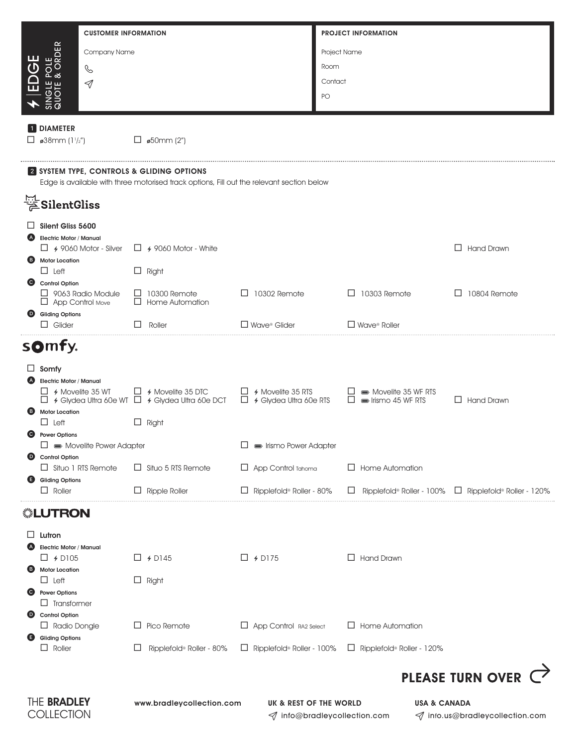# EDGE SINGLE POLE QUOTE & ORDER

| CUSTOMER INFORMATION | PROJECT INFORMATION |
|---|---|
| Company Name | Project Name |
| ✆ | Room |
| ✈ | Contact |
| | PO |

## 1 DIAMETER

- ☐ ø38mm (1½")
- ☐ ø50mm (2")

## 2 SYSTEM TYPE, CONTROLS & GLIDING OPTIONS

Edge is available with three motorised track options, Fill out the relevant section below

### SilentGliss

☐ **Silent Gliss 5600**

**A Electric Motor / Manual**
- ☐ 9060 Motor - Silver
- ☐ 9060 Motor - White
- ☐ Hand Drawn

**B Motor Location**
- ☐ Left
- ☐ Right

**C Control Option**
- ☐ 9063 Radio Module
- ☐ App Control Move
- ☐ 10300 Remote
- ☐ Home Automation
- ☐ 10302 Remote
- ☐ 10303 Remote
- ☐ 10804 Remote

**D Gliding Options**
- ☐ Glider
- ☐ Roller
- ☐ Wave® Glider
- ☐ Wave® Roller

### somfy.

☐ **Somfy**

**A Electric Motor / Manual**
- ☐ Movelite 35 WT
- ☐ Glydea Ultra 60e WT
- ☐ Movelite 35 DTC
- ☐ Glydea Ultra 60e DCT
- ☐ Movelite 35 RTS
- ☐ Glydea Ultra 60e RTS
- ☐ Movelite 35 WF RTS
- ☐ Irismo 45 WF RTS
- ☐ Hand Drawn

**B Motor Location**
- ☐ Left
- ☐ Right

**C Power Options**
- ☐ Movelite Power Adapter
- ☐ Irismo Power Adapter

**D Control Option**
- ☐ Situo 1 RTS Remote
- ☐ Situo 5 RTS Remote
- ☐ App Control Tahoma
- ☐ Home Automation

**E Gliding Options**
- ☐ Roller
- ☐ Ripple Roller
- ☐ Ripplefold® Roller - 80%
- ☐ Ripplefold® Roller - 100%
- ☐ Ripplefold® Roller - 120%

### LUTRON

☐ **Lutron**

**A Electric Motor / Manual**
- ☐ D105
- ☐ D145
- ☐ D175
- ☐ Hand Drawn

**B Motor Location**
- ☐ Left
- ☐ Right

**C Power Options**
- ☐ Transformer

**D Control Option**
- ☐ Radio Dongle
- ☐ Pico Remote
- ☐ App Control RA2 Select
- ☐ Home Automation

**E Gliding Options**
- ☐ Roller
- ☐ Ripplefold® Roller - 80%
- ☐ Ripplefold® Roller - 100%
- ☐ Ripplefold® Roller - 120%

**PLEASE TURN OVER**

THE **BRADLEY** COLLECTION

www.bradleycollection.com

**UK & REST OF THE WORLD**
info@bradleycollection.com

**USA & CANADA**
info.us@bradleycollection.com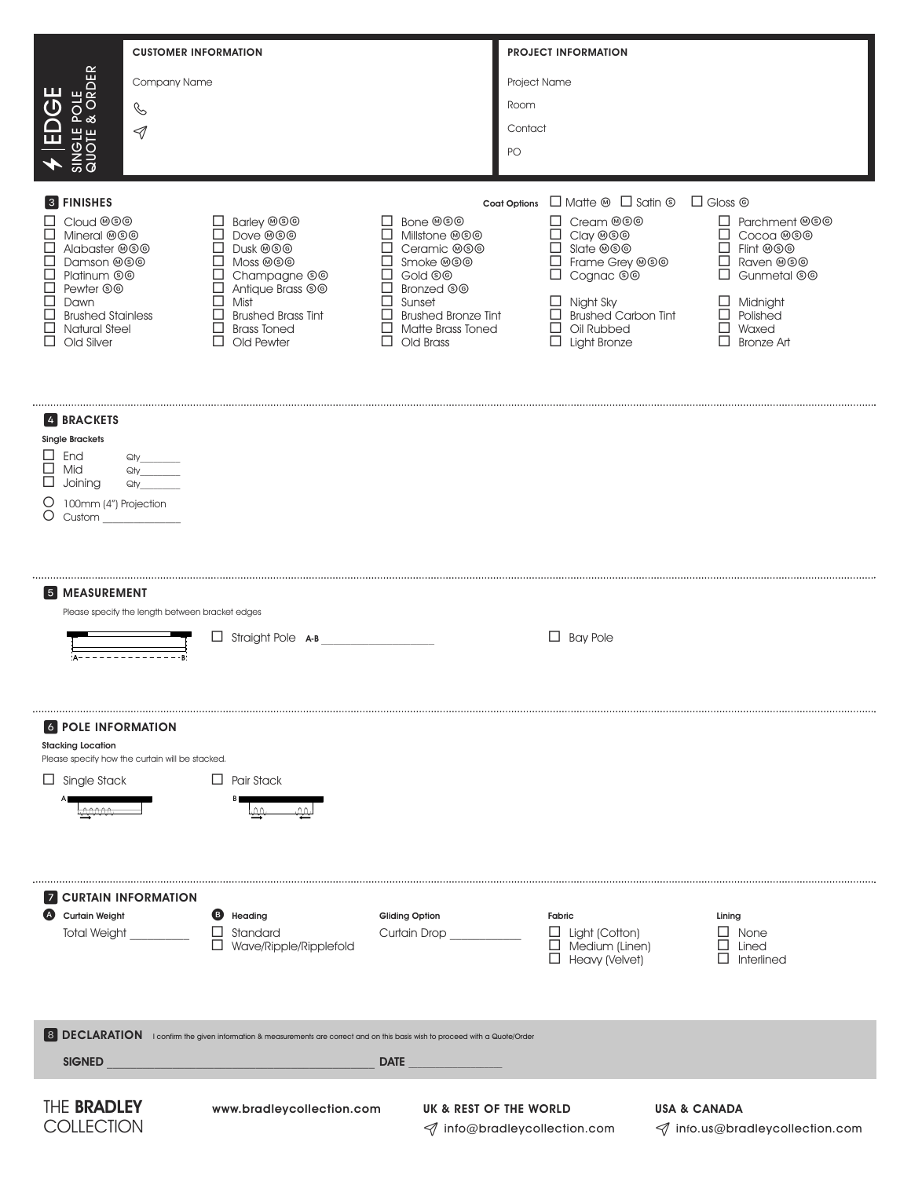# EDGE SINGLE POLE QUOTE & ORDER

**CUSTOMER INFORMATION**

Company Name

**PROJECT INFORMATION**

Project Name

Room

Contact

PO

## 3 FINISHES

**Coat Options** ☐ Matte Ⓜ ☐ Satin Ⓢ ☐ Gloss Ⓖ

- ☐ Cloud ⓂⓈⒼ
- ☐ Mineral ⓂⓈⒼ
- ☐ Alabaster ⓂⓈⒼ
- ☐ Damson ⓂⓈⒼ
- ☐ Platinum ⓈⒼ
- ☐ Pewter ⓈⒼ
- ☐ Dawn
- ☐ Brushed Stainless
- ☐ Natural Steel
- ☐ Old Silver

- ☐ Barley ⓂⓈⒼ
- ☐ Dove ⓂⓈⒼ
- ☐ Dusk ⓂⓈⒼ
- ☐ Moss ⓂⓈⒼ
- ☐ Champagne ⓈⒼ
- ☐ Antique Brass ⓈⒼ
- ☐ Mist
- ☐ Brushed Brass Tint
- ☐ Brass Toned
- ☐ Old Pewter

- ☐ Bone ⓂⓈⒼ
- ☐ Millstone ⓂⓈⒼ
- ☐ Ceramic ⓂⓈⒼ
- ☐ Smoke ⓂⓈⒼ
- ☐ Gold ⓈⒼ
- ☐ Bronzed ⓈⒼ
- ☐ Sunset
- ☐ Brushed Bronze Tint
- ☐ Matte Brass Toned
- ☐ Old Brass

- ☐ Cream ⓂⓈⒼ
- ☐ Clay ⓂⓈⒼ
- ☐ Slate ⓂⓈⒼ
- ☐ Frame Grey ⓂⓈⒼ
- ☐ Cognac ⓈⒼ
- ☐ Night Sky
- ☐ Brushed Carbon Tint
- ☐ Oil Rubbed
- ☐ Light Bronze

- ☐ Parchment ⓂⓈⒼ
- ☐ Cocoa ⓂⓈⒼ
- ☐ Flint ⓂⓈⒼ
- ☐ Raven ⓂⓈⒼ
- ☐ Gunmetal ⓈⒼ
- ☐ Midnight
- ☐ Polished
- ☐ Waxed
- ☐ Bronze Art

## 4 BRACKETS

**Single Brackets**

- ☐ End Qty________
- ☐ Mid Qty________
- ☐ Joining Qty________

- ○ 100mm (4") Projection
- ○ Custom ______________

## 5 MEASUREMENT

Please specify the length between bracket edges

A - - - - - - - - - - - - - - B

☐ Straight Pole **A-B** ____________________

☐ Bay Pole

## 6 POLE INFORMATION

**Stacking Location**

Please specify how the curtain will be stacked.

☐ Single Stack (A)

☐ Pair Stack (B)

## 7 CURTAIN INFORMATION

**Ⓐ Curtain Weight**

Total Weight __________

**Ⓑ Heading**

- ☐ Standard
- ☐ Wave/Ripple/Ripplefold

**Gliding Option**

Curtain Drop ____________

**Fabric**

- ☐ Light (Cotton)
- ☐ Medium (Linen)
- ☐ Heavy (Velvet)

**Lining**

- ☐ None
- ☐ Lined
- ☐ Interlined

## 8 DECLARATION

I confirm the given information & measurements are correct and on this basis wish to proceed with a Quote/Order

**SIGNED** ____________________________________________ **DATE** ________________

THE **BRADLEY** COLLECTION

www.bradleycollection.com

**UK & REST OF THE WORLD**

info@bradleycollection.com

**USA & CANADA**

info.us@bradleycollection.com